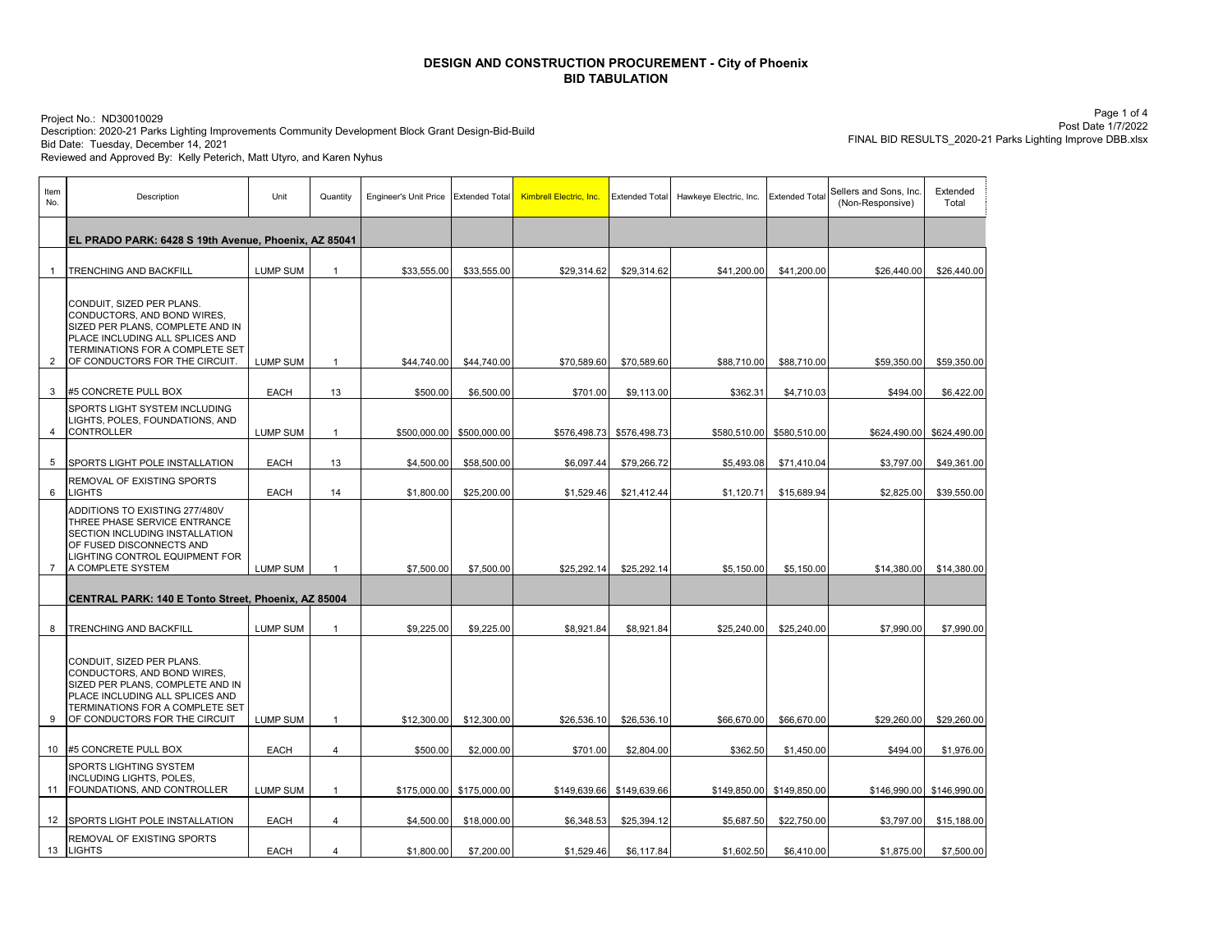# DESIGN AND CONSTRUCTION PROCUREMENT - City of Phoenix
## BID TABULATION

Project No.: ND30010029
Description: 2020-21 Parks Lighting Improvements Community Development Block Grant Design-Bid-Build
Bid Date: Tuesday, December 14, 2021
Reviewed and Approved By: Kelly Peterich, Matt Utyro, and Karen Nyhus

Post Date 1/7/2022
FINAL BID RESULTS_2020-21 Parks Lighting Improve DBB.xlsx

| Item No. | Description | Unit | Quantity | Engineer's Unit Price | Extended Total | Kimbrell Electric, Inc. | Extended Total | Hawkeye Electric, Inc. | Extended Total | Sellers and Sons, Inc. (Non-Responsive) | Extended Total |
|---|---|---|---|---|---|---|---|---|---|---|---|
| | **EL PRADO PARK: 6428 S 19th Avenue, Phoenix, AZ 85041** | | | | | | | | | | |
| 1 | TRENCHING AND BACKFILL | LUMP SUM | 1 | $33,555.00 | $33,555.00 | $29,314.62 | $29,314.62 | $41,200.00 | $41,200.00 | $26,440.00 | $26,440.00 |
| 2 | CONDUIT, SIZED PER PLANS. CONDUCTORS, AND BOND WIRES, SIZED PER PLANS, COMPLETE AND IN PLACE INCLUDING ALL SPLICES AND TERMINATIONS FOR A COMPLETE SET OF CONDUCTORS FOR THE CIRCUIT. | LUMP SUM | 1 | $44,740.00 | $44,740.00 | $70,589.60 | $70,589.60 | $88,710.00 | $88,710.00 | $59,350.00 | $59,350.00 |
| 3 | #5 CONCRETE PULL BOX | EACH | 13 | $500.00 | $6,500.00 | $701.00 | $9,113.00 | $362.31 | $4,710.03 | $494.00 | $6,422.00 |
| 4 | SPORTS LIGHT SYSTEM INCLUDING LIGHTS, POLES, FOUNDATIONS, AND CONTROLLER | LUMP SUM | 1 | $500,000.00 | $500,000.00 | $576,498.73 | $576,498.73 | $580,510.00 | $580,510.00 | $624,490.00 | $624,490.00 |
| 5 | SPORTS LIGHT POLE INSTALLATION | EACH | 13 | $4,500.00 | $58,500.00 | $6,097.44 | $79,266.72 | $5,493.08 | $71,410.04 | $3,797.00 | $49,361.00 |
| 6 | REMOVAL OF EXISTING SPORTS LIGHTS | EACH | 14 | $1,800.00 | $25,200.00 | $1,529.46 | $21,412.44 | $1,120.71 | $15,689.94 | $2,825.00 | $39,550.00 |
| 7 | ADDITIONS TO EXISTING 277/480V THREE PHASE SERVICE ENTRANCE SECTION INCLUDING INSTALLATION OF FUSED DISCONNECTS AND LIGHTING CONTROL EQUIPMENT FOR A COMPLETE SYSTEM | LUMP SUM | 1 | $7,500.00 | $7,500.00 | $25,292.14 | $25,292.14 | $5,150.00 | $5,150.00 | $14,380.00 | $14,380.00 |
| | **CENTRAL PARK: 140 E Tonto Street, Phoenix, AZ 85004** | | | | | | | | | | |
| 8 | TRENCHING AND BACKFILL | LUMP SUM | 1 | $9,225.00 | $9,225.00 | $8,921.84 | $8,921.84 | $25,240.00 | $25,240.00 | $7,990.00 | $7,990.00 |
| 9 | CONDUIT, SIZED PER PLANS. CONDUCTORS, AND BOND WIRES, SIZED PER PLANS, COMPLETE AND IN PLACE INCLUDING ALL SPLICES AND TERMINATIONS FOR A COMPLETE SET OF CONDUCTORS FOR THE CIRCUIT | LUMP SUM | 1 | $12,300.00 | $12,300.00 | $26,536.10 | $26,536.10 | $66,670.00 | $66,670.00 | $29,260.00 | $29,260.00 |
| 10 | #5 CONCRETE PULL BOX | EACH | 4 | $500.00 | $2,000.00 | $701.00 | $2,804.00 | $362.50 | $1,450.00 | $494.00 | $1,976.00 |
| 11 | SPORTS LIGHTING SYSTEM INCLUDING LIGHTS, POLES, FOUNDATIONS, AND CONTROLLER | LUMP SUM | 1 | $175,000.00 | $175,000.00 | $149,639.66 | $149,639.66 | $149,850.00 | $149,850.00 | $146,990.00 | $146,990.00 |
| 12 | SPORTS LIGHT POLE INSTALLATION | EACH | 4 | $4,500.00 | $18,000.00 | $6,348.53 | $25,394.12 | $5,687.50 | $22,750.00 | $3,797.00 | $15,188.00 |
| 13 | REMOVAL OF EXISTING SPORTS LIGHTS | EACH | 4 | $1,800.00 | $7,200.00 | $1,529.46 | $6,117.84 | $1,602.50 | $6,410.00 | $1,875.00 | $7,500.00 |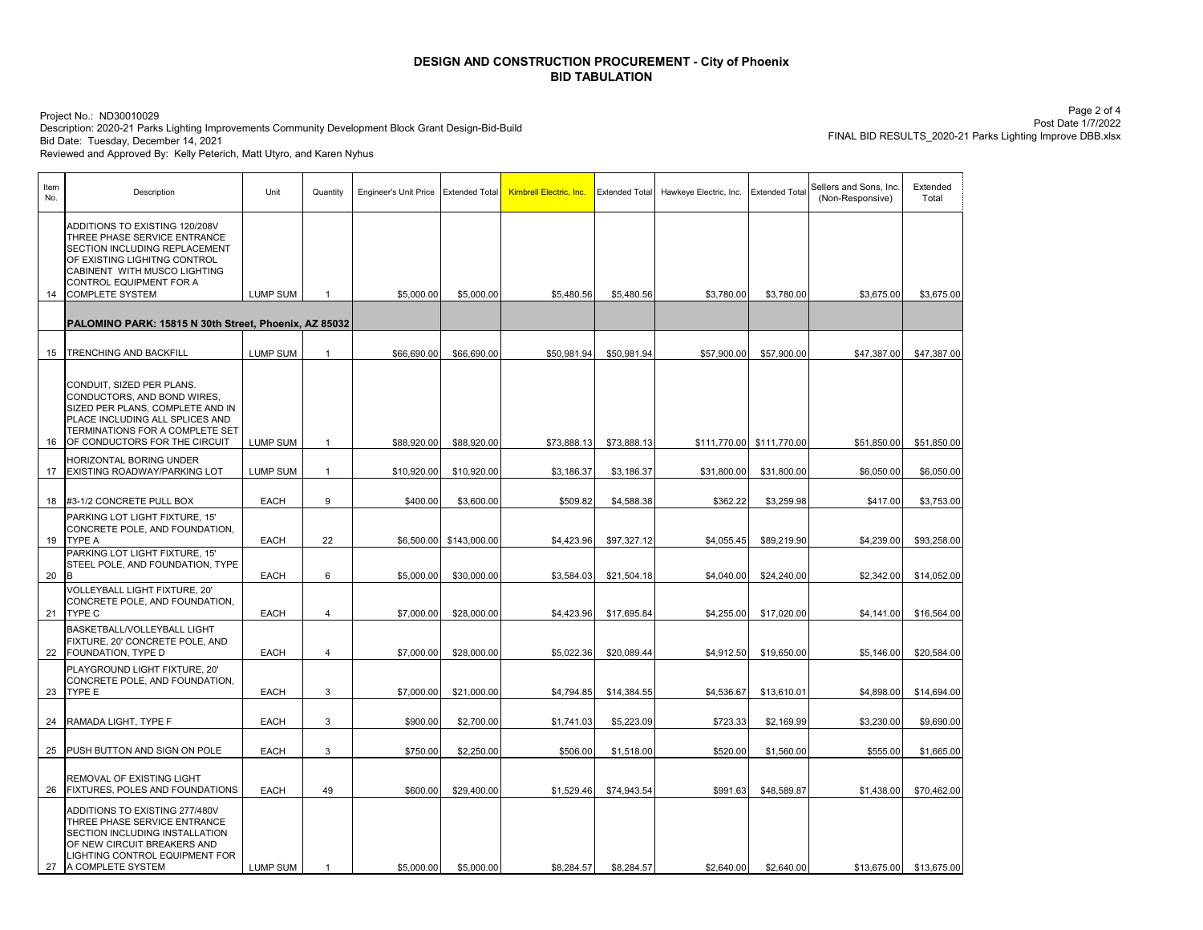# DESIGN AND CONSTRUCTION PROCUREMENT - City of Phoenix
## BID TABULATION

Project No.: ND30010029
Description: 2020-21 Parks Lighting Improvements Community Development Block Grant Design-Bid-Build
Bid Date: Tuesday, December 14, 2021
Reviewed and Approved By: Kelly Peterich, Matt Utyro, and Karen Nyhus

Post Date 1/7/2022
FINAL BID RESULTS_2020-21 Parks Lighting Improve DBB.xlsx

| Item No. | Description | Unit | Quantity | Engineer's Unit Price | Extended Total | Kimbrell Electric, Inc. | Extended Total | Hawkeye Electric, Inc. | Extended Total | Sellers and Sons, Inc. (Non-Responsive) | Extended Total |
|---|---|---|---|---|---|---|---|---|---|---|---|
| 14 | ADDITIONS TO EXISTING 120/208V THREE PHASE SERVICE ENTRANCE SECTION INCLUDING REPLACEMENT OF EXISTING LIGHITNG CONTROL CABINENT WITH MUSCO LIGHTING CONTROL EQUIPMENT FOR A COMPLETE SYSTEM | LUMP SUM | 1 | $5,000.00 | $5,000.00 | $5,480.56 | $5,480.56 | $3,780.00 | $3,780.00 | $3,675.00 | $3,675.00 |
| | **PALOMINO PARK: 15815 N 30th Street, Phoenix, AZ 85032** | | | | | | | | | | |
| 15 | TRENCHING AND BACKFILL | LUMP SUM | 1 | $66,690.00 | $66,690.00 | $50,981.94 | $50,981.94 | $57,900.00 | $57,900.00 | $47,387.00 | $47,387.00 |
| 16 | CONDUIT, SIZED PER PLANS. CONDUCTORS, AND BOND WIRES, SIZED PER PLANS, COMPLETE AND IN PLACE INCLUDING ALL SPLICES AND TERMINATIONS FOR A COMPLETE SET OF CONDUCTORS FOR THE CIRCUIT | LUMP SUM | 1 | $88,920.00 | $88,920.00 | $73,888.13 | $73,888.13 | $111,770.00 | $111,770.00 | $51,850.00 | $51,850.00 |
| 17 | HORIZONTAL BORING UNDER EXISTING ROADWAY/PARKING LOT | LUMP SUM | 1 | $10,920.00 | $10,920.00 | $3,186.37 | $3,186.37 | $31,800.00 | $31,800.00 | $6,050.00 | $6,050.00 |
| 18 | #3-1/2 CONCRETE PULL BOX | EACH | 9 | $400.00 | $3,600.00 | $509.82 | $4,588.38 | $362.22 | $3,259.98 | $417.00 | $3,753.00 |
| 19 | PARKING LOT LIGHT FIXTURE, 15' CONCRETE POLE, AND FOUNDATION, TYPE A | EACH | 22 | $6,500.00 | $143,000.00 | $4,423.96 | $97,327.12 | $4,055.45 | $89,219.90 | $4,239.00 | $93,258.00 |
| 20 | PARKING LOT LIGHT FIXTURE, 15' STEEL POLE, AND FOUNDATION, TYPE B | EACH | 6 | $5,000.00 | $30,000.00 | $3,584.03 | $21,504.18 | $4,040.00 | $24,240.00 | $2,342.00 | $14,052.00 |
| 21 | VOLLEYBALL LIGHT FIXTURE, 20' CONCRETE POLE, AND FOUNDATION, TYPE C | EACH | 4 | $7,000.00 | $28,000.00 | $4,423.96 | $17,695.84 | $4,255.00 | $17,020.00 | $4,141.00 | $16,564.00 |
| 22 | BASKETBALL/VOLLEYBALL LIGHT FIXTURE, 20' CONCRETE POLE, AND FOUNDATION, TYPE D | EACH | 4 | $7,000.00 | $28,000.00 | $5,022.36 | $20,089.44 | $4,912.50 | $19,650.00 | $5,146.00 | $20,584.00 |
| 23 | PLAYGROUND LIGHT FIXTURE, 20' CONCRETE POLE, AND FOUNDATION, TYPE E | EACH | 3 | $7,000.00 | $21,000.00 | $4,794.85 | $14,384.55 | $4,536.67 | $13,610.01 | $4,898.00 | $14,694.00 |
| 24 | RAMADA LIGHT, TYPE F | EACH | 3 | $900.00 | $2,700.00 | $1,741.03 | $5,223.09 | $723.33 | $2,169.99 | $3,230.00 | $9,690.00 |
| 25 | PUSH BUTTON AND SIGN ON POLE | EACH | 3 | $750.00 | $2,250.00 | $506.00 | $1,518.00 | $520.00 | $1,560.00 | $555.00 | $1,665.00 |
| 26 | REMOVAL OF EXISTING LIGHT FIXTURES, POLES AND FOUNDATIONS | EACH | 49 | $600.00 | $29,400.00 | $1,529.46 | $74,943.54 | $991.63 | $48,589.87 | $1,438.00 | $70,462.00 |
| 27 | ADDITIONS TO EXISTING 277/480V THREE PHASE SERVICE ENTRANCE SECTION INCLUDING INSTALLATION OF NEW CIRCUIT BREAKERS AND LIGHTING CONTROL EQUIPMENT FOR A COMPLETE SYSTEM | LUMP SUM | 1 | $5,000.00 | $5,000.00 | $8,284.57 | $8,284.57 | $2,640.00 | $2,640.00 | $13,675.00 | $13,675.00 |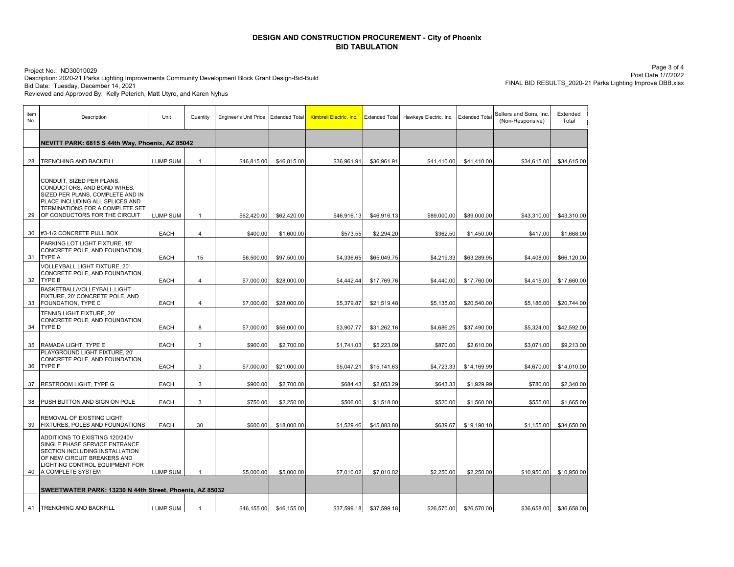# DESIGN AND CONSTRUCTION PROCUREMENT - City of Phoenix
## BID TABULATION

Project No.: ND30010029
Description: 2020-21 Parks Lighting Improvements Community Development Block Grant Design-Bid-Build
Bid Date: Tuesday, December 14, 2021
Reviewed and Approved By: Kelly Peterich, Matt Utyro, and Karen Nyhus

Post Date 1/7/2022
FINAL BID RESULTS_2020-21 Parks Lighting Improve DBB.xlsx

| Item No. | Description | Unit | Quantity | Engineer's Unit Price | Extended Total | Kimbrell Electric, Inc. | Extended Total | Hawkeye Electric, Inc. | Extended Total | Sellers and Sons, Inc. (Non-Responsive) | Extended Total |
|---|---|---|---|---|---|---|---|---|---|---|---|
| | **NEVITT PARK: 6815 S 44th Way, Phoenix, AZ 85042** | | | | | | | | | | |
| 28 | TRENCHING AND BACKFILL | LUMP SUM | 1 | $46,815.00 | $46,815.00 | $36,961.91 | $36,961.91 | $41,410.00 | $41,410.00 | $34,615.00 | $34,615.00 |
| 29 | CONDUIT, SIZED PER PLANS. CONDUCTORS, AND BOND WIRES, SIZED PER PLANS, COMPLETE AND IN PLACE INCLUDING ALL SPLICES AND TERMINATIONS FOR A COMPLETE SET OF CONDUCTORS FOR THE CIRCUIT | LUMP SUM | 1 | $62,420.00 | $62,420.00 | $46,916.13 | $46,916.13 | $89,000.00 | $89,000.00 | $43,310.00 | $43,310.00 |
| 30 | #3-1/2 CONCRETE PULL BOX | EACH | 4 | $400.00 | $1,600.00 | $573.55 | $2,294.20 | $362.50 | $1,450.00 | $417.00 | $1,668.00 |
| 31 | PARKING LOT LIGHT FIXTURE, 15' CONCRETE POLE, AND FOUNDATION, TYPE A | EACH | 15 | $6,500.00 | $97,500.00 | $4,336.65 | $65,049.75 | $4,219.33 | $63,289.95 | $4,408.00 | $66,120.00 |
| 32 | VOLLEYBALL LIGHT FIXTURE, 20' CONCRETE POLE, AND FOUNDATION, TYPE B | EACH | 4 | $7,000.00 | $28,000.00 | $4,442.44 | $17,769.76 | $4,440.00 | $17,760.00 | $4,415.00 | $17,660.00 |
| 33 | BASKETBALL/VOLLEYBALL LIGHT FIXTURE, 20' CONCRETE POLE, AND FOUNDATION, TYPE C | EACH | 4 | $7,000.00 | $28,000.00 | $5,379.87 | $21,519.48 | $5,135.00 | $20,540.00 | $5,186.00 | $20,744.00 |
| 34 | TENNIS LIGHT FIXTURE, 20' CONCRETE POLE, AND FOUNDATION, TYPE D | EACH | 8 | $7,000.00 | $56,000.00 | $3,907.77 | $31,262.16 | $4,686.25 | $37,490.00 | $5,324.00 | $42,592.00 |
| 35 | RAMADA LIGHT, TYPE E | EACH | 3 | $900.00 | $2,700.00 | $1,741.03 | $5,223.09 | $870.00 | $2,610.00 | $3,071.00 | $9,213.00 |
| 36 | PLAYGROUND LIGHT FIXTURE, 20' CONCRETE POLE, AND FOUNDATION, TYPE F | EACH | 3 | $7,000.00 | $21,000.00 | $5,047.21 | $15,141.63 | $4,723.33 | $14,169.99 | $4,670.00 | $14,010.00 |
| 37 | RESTROOM LIGHT, TYPE G | EACH | 3 | $900.00 | $2,700.00 | $684.43 | $2,053.29 | $643.33 | $1,929.99 | $780.00 | $2,340.00 |
| 38 | PUSH BUTTON AND SIGN ON POLE | EACH | 3 | $750.00 | $2,250.00 | $506.00 | $1,518.00 | $520.00 | $1,560.00 | $555.00 | $1,665.00 |
| 39 | REMOVAL OF EXISTING LIGHT FIXTURES, POLES AND FOUNDATIONS | EACH | 30 | $600.00 | $18,000.00 | $1,529.46 | $45,883.80 | $639.67 | $19,190.10 | $1,155.00 | $34,650.00 |
| 40 | ADDITIONS TO EXISTING 120/240V SINGLE PHASE SERVICE ENTRANCE SECTION INCLUDING INSTALLATION OF NEW CIRCUIT BREAKERS AND LIGHTING CONTROL EQUIPMENT FOR A COMPLETE SYSTEM | LUMP SUM | 1 | $5,000.00 | $5,000.00 | $7,010.02 | $7,010.02 | $2,250.00 | $2,250.00 | $10,950.00 | $10,950.00 |
| | **SWEETWATER PARK: 13230 N 44th Street, Phoenix, AZ 85032** | | | | | | | | | | |
| 41 | TRENCHING AND BACKFILL | LUMP SUM | 1 | $46,155.00 | $46,155.00 | $37,599.18 | $37,599.18 | $26,570.00 | $26,570.00 | $36,658.00 | $36,658.00 |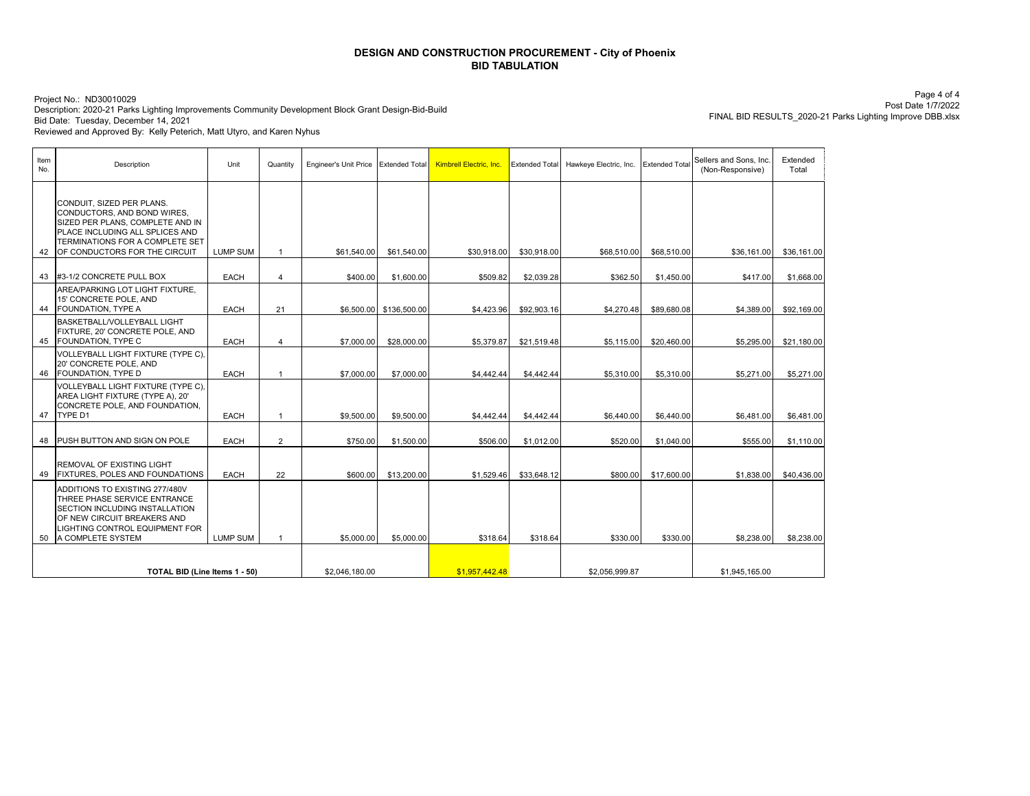# DESIGN AND CONSTRUCTION PROCUREMENT - City of Phoenix
## BID TABULATION

Project No.: ND30010029
Description: 2020-21 Parks Lighting Improvements Community Development Block Grant Design-Bid-Build
Bid Date: Tuesday, December 14, 2021
Reviewed and Approved By: Kelly Peterich, Matt Utyro, and Karen Nyhus

Post Date 1/7/2022
FINAL BID RESULTS_2020-21 Parks Lighting Improve DBB.xlsx

| Item No. | Description | Unit | Quantity | Engineer's Unit Price | Extended Total | Kimbrell Electric, Inc. | Extended Total | Hawkeye Electric, Inc. | Extended Total | Sellers and Sons, Inc. (Non-Responsive) | Extended Total |
|---|---|---|---|---|---|---|---|---|---|---|---|
| 42 | CONDUIT, SIZED PER PLANS. CONDUCTORS, AND BOND WIRES, SIZED PER PLANS, COMPLETE AND IN PLACE INCLUDING ALL SPLICES AND TERMINATIONS FOR A COMPLETE SET OF CONDUCTORS FOR THE CIRCUIT | LUMP SUM | 1 | $61,540.00 | $61,540.00 | $30,918.00 | $30,918.00 | $68,510.00 | $68,510.00 | $36,161.00 | $36,161.00 |
| 43 | #3-1/2 CONCRETE PULL BOX | EACH | 4 | $400.00 | $1,600.00 | $509.82 | $2,039.28 | $362.50 | $1,450.00 | $417.00 | $1,668.00 |
| 44 | AREA/PARKING LOT LIGHT FIXTURE, 15' CONCRETE POLE, AND FOUNDATION, TYPE A | EACH | 21 | $6,500.00 | $136,500.00 | $4,423.96 | $92,903.16 | $4,270.48 | $89,680.08 | $4,389.00 | $92,169.00 |
| 45 | BASKETBALL/VOLLEYBALL LIGHT FIXTURE, 20' CONCRETE POLE, AND FOUNDATION, TYPE C | EACH | 4 | $7,000.00 | $28,000.00 | $5,379.87 | $21,519.48 | $5,115.00 | $20,460.00 | $5,295.00 | $21,180.00 |
| 46 | VOLLEYBALL LIGHT FIXTURE (TYPE C), 20' CONCRETE POLE, AND FOUNDATION, TYPE D | EACH | 1 | $7,000.00 | $7,000.00 | $4,442.44 | $4,442.44 | $5,310.00 | $5,310.00 | $5,271.00 | $5,271.00 |
| 47 | VOLLEYBALL LIGHT FIXTURE (TYPE C), AREA LIGHT FIXTURE (TYPE A), 20' CONCRETE POLE, AND FOUNDATION, TYPE D1 | EACH | 1 | $9,500.00 | $9,500.00 | $4,442.44 | $4,442.44 | $6,440.00 | $6,440.00 | $6,481.00 | $6,481.00 |
| 48 | PUSH BUTTON AND SIGN ON POLE | EACH | 2 | $750.00 | $1,500.00 | $506.00 | $1,012.00 | $520.00 | $1,040.00 | $555.00 | $1,110.00 |
| 49 | REMOVAL OF EXISTING LIGHT FIXTURES, POLES AND FOUNDATIONS | EACH | 22 | $600.00 | $13,200.00 | $1,529.46 | $33,648.12 | $800.00 | $17,600.00 | $1,838.00 | $40,436.00 |
| 50 | ADDITIONS TO EXISTING 277/480V THREE PHASE SERVICE ENTRANCE SECTION INCLUDING INSTALLATION OF NEW CIRCUIT BREAKERS AND LIGHTING CONTROL EQUIPMENT FOR A COMPLETE SYSTEM | LUMP SUM | 1 | $5,000.00 | $5,000.00 | $318.64 | $318.64 | $330.00 | $330.00 | $8,238.00 | $8,238.00 |
| | **TOTAL BID (Line Items 1 - 50)** | | | $2,046,180.00 | | $1,957,442.48 | | $2,056,999.87 | | $1,945,165.00 | |